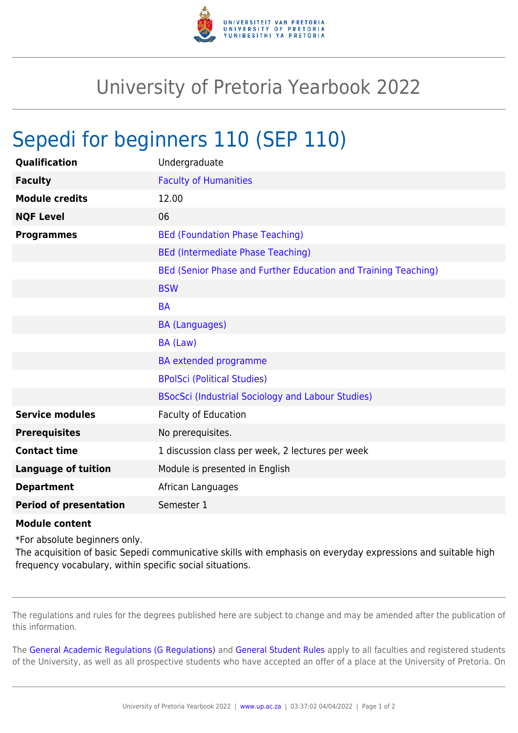# University of Pretoria Yearbook 2022

## Sepedi for beginners 110 (SEP 110)

| | |
|---|---|
| **Qualification** | Undergraduate |
| **Faculty** | Faculty of Humanities |
| **Module credits** | 12.00 |
| **NQF Level** | 06 |
| **Programmes** | BEd (Foundation Phase Teaching) |
| | BEd (Intermediate Phase Teaching) |
| | BEd (Senior Phase and Further Education and Training Teaching) |
| | BSW |
| | BA |
| | BA (Languages) |
| | BA (Law) |
| | BA extended programme |
| | BPolSci (Political Studies) |
| | BSocSci (Industrial Sociology and Labour Studies) |
| **Service modules** | Faculty of Education |
| **Prerequisites** | No prerequisites. |
| **Contact time** | 1 discussion class per week, 2 lectures per week |
| **Language of tuition** | Module is presented in English |
| **Department** | African Languages |
| **Period of presentation** | Semester 1 |

**Module content**

*For absolute beginners only.
The acquisition of basic Sepedi communicative skills with emphasis on everyday expressions and suitable high frequency vocabulary, within specific social situations.

The regulations and rules for the degrees published here are subject to change and may be amended after the publication of this information.

The General Academic Regulations (G Regulations) and General Student Rules apply to all faculties and registered students of the University, as well as all prospective students who have accepted an offer of a place at the University of Pretoria. On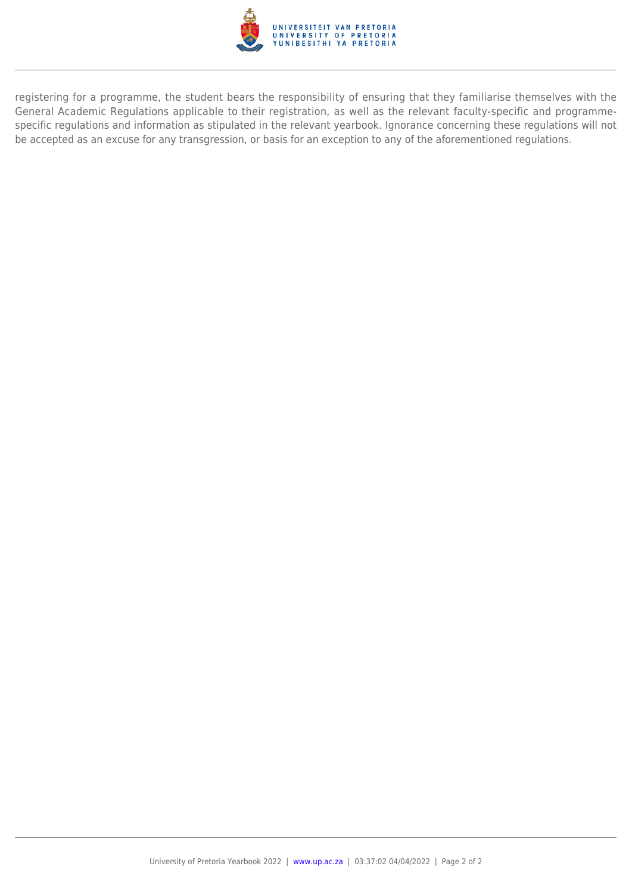registering for a programme, the student bears the responsibility of ensuring that they familiarise themselves with the General Academic Regulations applicable to their registration, as well as the relevant faculty-specific and programme-specific regulations and information as stipulated in the relevant yearbook. Ignorance concerning these regulations will not be accepted as an excuse for any transgression, or basis for an exception to any of the aforementioned regulations.